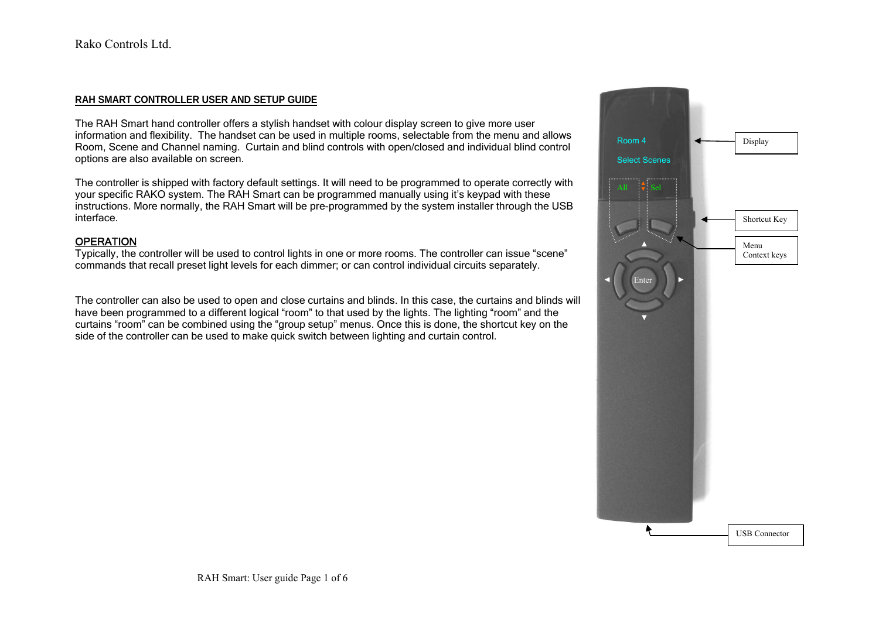Rako Controls Ltd.

## RAH SMART CONTROLLER USER AND SETUP GUIDE

The RAH Smart hand controller offers a stylish handset with colour display screen to give more user information and flexibility. The handset can be used in multiple rooms, selectable from the menu and allows Room, Scene and Channel naming. Curtain and blind controls with open/closed and individual blind control options are also available on screen.

The controller is shipped with factory default settings. It will need to be programmed to operate correctly with your specific RAKO system. The RAH Smart can be programmed manually using it's keypad with these instructions. More normally, the RAH Smart will be pre-programmed by the system installer through the USB interface.

## OPERATION

Typically, the controller will be used to control lights in one or more rooms. The controller can issue "scene" commands that recall preset light levels for each dimmer; or can control individual circuits separately.

The controller can also be used to open and close curtains and blinds. In this case, the curtains and blinds will have been programmed to a different logical "room" to that used by the lights. The lighting "room" and the curtains "room" can be combined using the "group setup" menus. Once this is done, the shortcut key on the side of the controller can be used to make quick switch between lighting and curtain control.

Room 4

Select Scenes

All

Sel

Enter

Display

Shortcut Key

Menu Context keys

USB Connector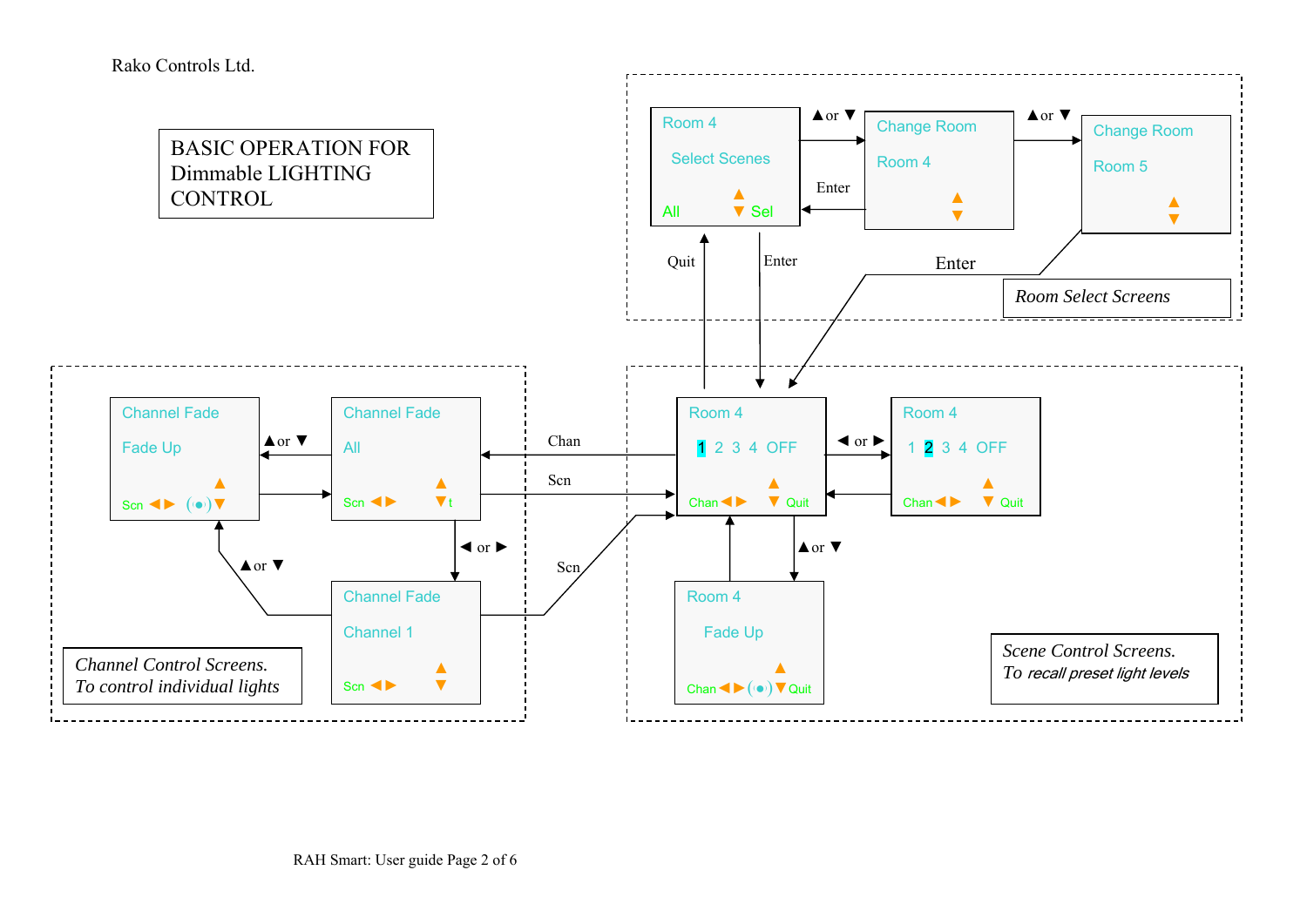Rako Controls Ltd.

# BASIC OPERATION FOR Dimmable LIGHTING CONTROL

*Room Select Screens*

Room 4
Select Scenes
All ▲▼ Sel

▲or ▼

Change Room
Room 4
▲▼

▲or ▼

Change Room
Room 5
▲▼

Enter

Quit

Enter

Enter

*Channel Control Screens. To control individual lights*

Channel Fade
Fade Up
Scn ◀▶ ((•)) ▲▼

▲or ▼

Channel Fade
All
Scn ◀▶ ▲▼t

◀ or ▶

Channel Fade
Channel 1
Scn ◀▶ ▲▼

▲or ▼

Chan

Scn

Scn

*Scene Control Screens. To recall preset light levels*

Room 4
1 2 3 4 OFF
Chan ◀▶ ▲▼ Quit

◀ or ▶

Room 4
1 2 3 4 OFF
Chan ◀▶ ▲▼ Quit

▲or ▼

Room 4
Fade Up
Chan ◀▶ ((•)) ▲▼ Quit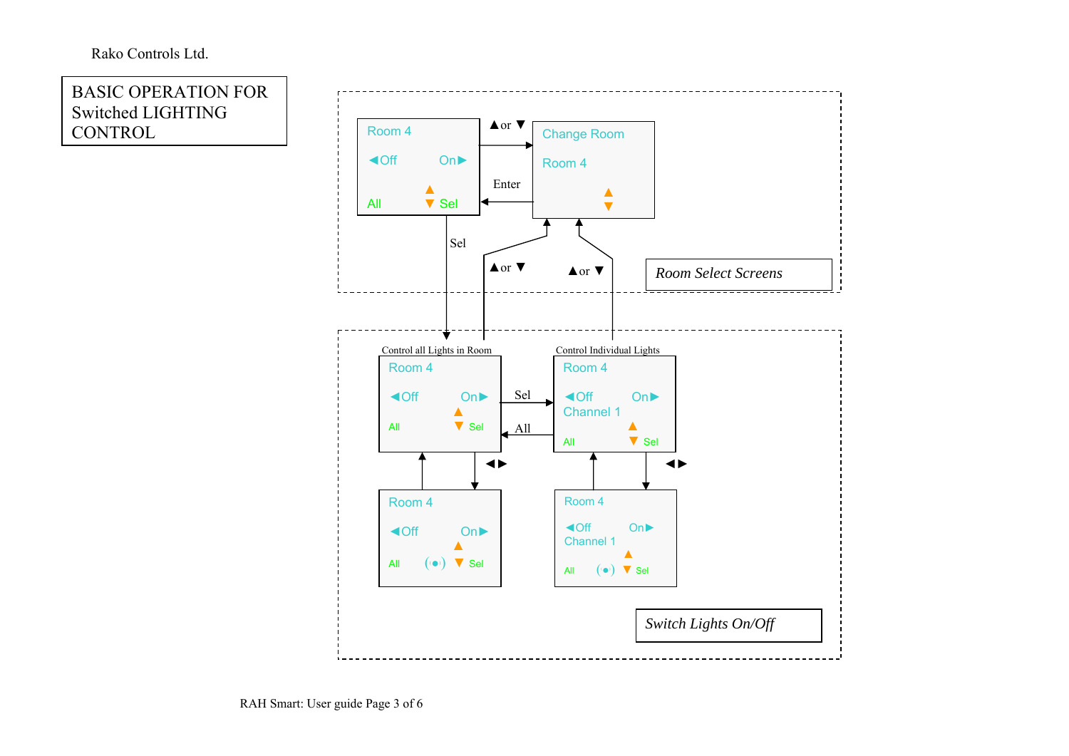Rako Controls Ltd.

# BASIC OPERATION FOR Switched LIGHTING CONTROL

*Room Select Screens*

Room 4
◄Off On►
All ▲▼ Sel

▲or ▼

Change Room
Room 4
▲▼

Enter

Sel

▲or ▼

▲or ▼

Control all Lights in Room

Room 4
◄Off On►
All ▲▼ Sel

Sel

All

Control Individual Lights

Room 4
◄Off On►
Channel 1
All ▲▼ Sel

◄►

◄►

Room 4
◄Off On►
All (•) ▲▼ Sel

Room 4
◄Off On►
Channel 1
All (•) ▲▼ Sel

*Switch Lights On/Off*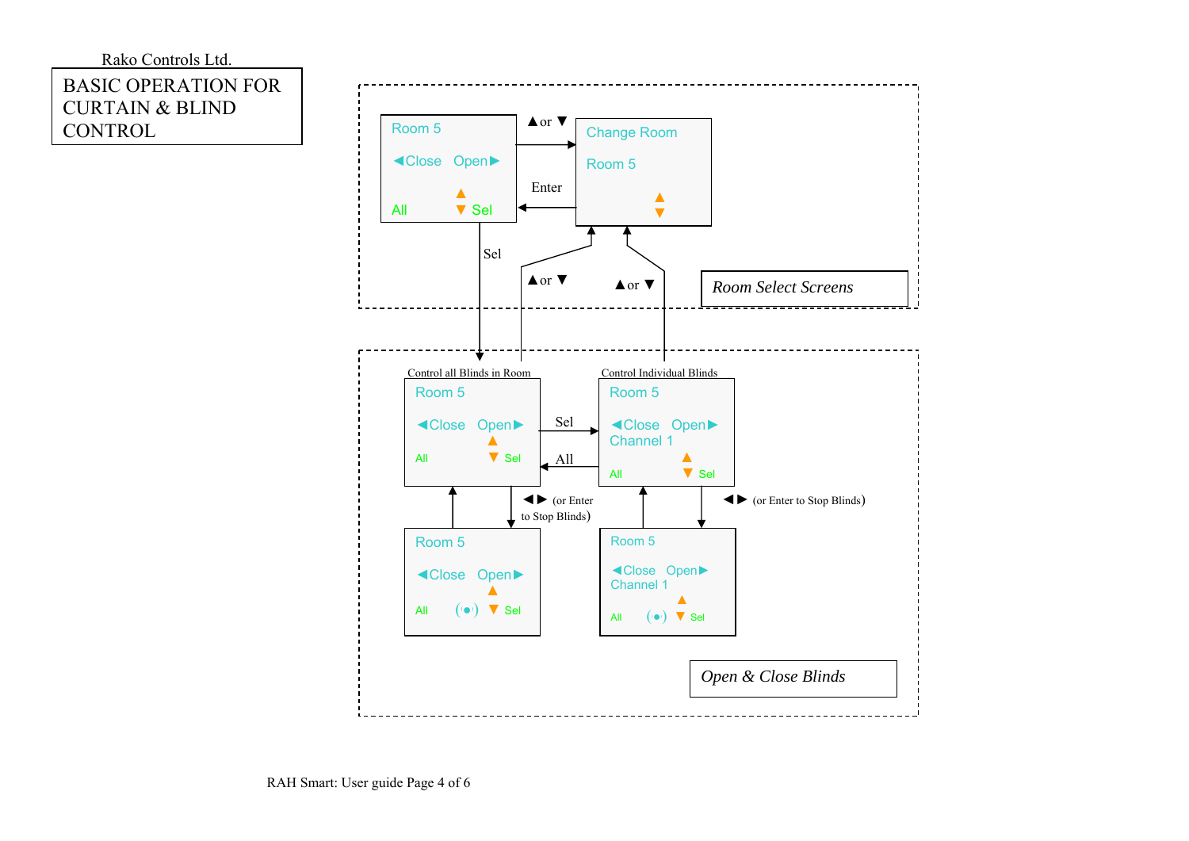Rako Controls Ltd.

# BASIC OPERATION FOR CURTAIN & BLIND CONTROL

*Room Select Screens*

Room 5
◀Close Open▶
All ▲ ▼ Sel

▲ or ▼ →

Change Room
Room 5
▲ ▼

← Enter

Sel

▲ or ▼

▲ or ▼

*Open & Close Blinds*

Control all Blinds in Room

Room 5
◀Close Open▶
All ▲ ▼ Sel

Sel →

← All

Control Individual Blinds

Room 5
◀Close Open▶
Channel 1
All ▲ ▼ Sel

◀ ▶ (or Enter to Stop Blinds)

Room 5
◀Close Open▶
All (•) ▲ ▼ Sel

◀ ▶ (or Enter to Stop Blinds)

Room 5
◀Close Open▶
Channel 1
All (•) ▲ ▼ Sel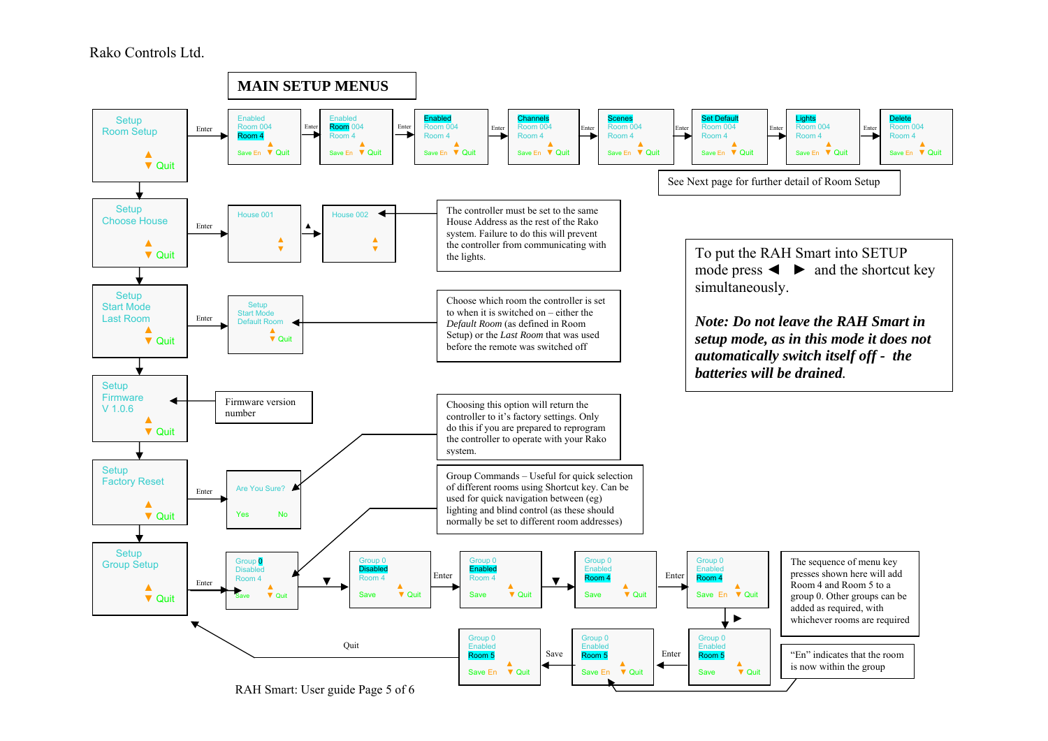Rako Controls Ltd.

# MAIN SETUP MENUS

**Setup Room Setup** → Enter → Enabled / Room 004 / Room 4 (Save En, Quit) → Enter → Enabled / Room 004 / Room 4 (Save En, Quit) → Enter → Enabled / Room 004 / Room 4 (Save En, Quit) → Enter → Channels / Room 004 / Room 4 (Save En, Quit) → Enter → Scenes / Room 004 / Room 4 (Save En, Quit) → Enter → Set Default / Room 004 / Room 4 (Save En, Quit) → Enter → Lights / Room 004 / Room 4 (Save En, Quit) → Enter → Delete / Room 004 / Room 4 (Save En, Quit)

See Next page for further detail of Room Setup

**Setup Choose House** → Enter → House 001 → ▲ → House 002

The controller must be set to the same House Address as the rest of the Rako system. Failure to do this will prevent the controller from communicating with the lights.

**Setup Start Mode Last Room** → Enter → Setup / Start Mode / Default Room (Quit)

Choose which room the controller is set to when it is switched on – either the *Default Room* (as defined in Room Setup) or the *Last Room* that was used before the remote was switched off

**Setup Firmware V 1.0.6** (Quit)

Firmware version number

**Setup Factory Reset** → Enter → Are You Sure? (Yes / No)

Choosing this option will return the controller to it's factory settings. Only do this if you are prepared to reprogram the controller to operate with your Rako system.

**Setup Group Setup** → Enter → Group 0 / Disabled / Room 4 (Save, Quit) → ▼ → Group 0 / Disabled / Room 4 (Save, Quit) → Enter → Group 0 / Enabled / Room 4 (Save, Quit) → ▼ → Group 0 / Enabled / Room 4 (Save, Quit) → Enter → Group 0 / Enabled / Room 4 (Save En, Quit) → ▼ ▶ → Group 0 / Enabled / Room 5 (Save, Quit) → Enter → Group 0 / Enabled / Room 5 (Save En, Quit) → Save → Group 0 / Enabled / Room 5 (Save En, Quit) → Quit → Setup Group Setup

Group Commands – Useful for quick selection of different rooms using Shortcut key. Can be used for quick navigation between (eg) lighting and blind control (as these should normally be set to different room addresses)

The sequence of menu key presses shown here will add Room 4 and Room 5 to a group 0. Other groups can be added as required, with whichever rooms are required

"En" indicates that the room is now within the group

To put the RAH Smart into SETUP mode press ◀ ▶ and the shortcut key simultaneously.

***Note: Do not leave the RAH Smart in setup mode, as in this mode it does not automatically switch itself off - the batteries will be drained.***

RAH Smart: User guide Page 5 of 6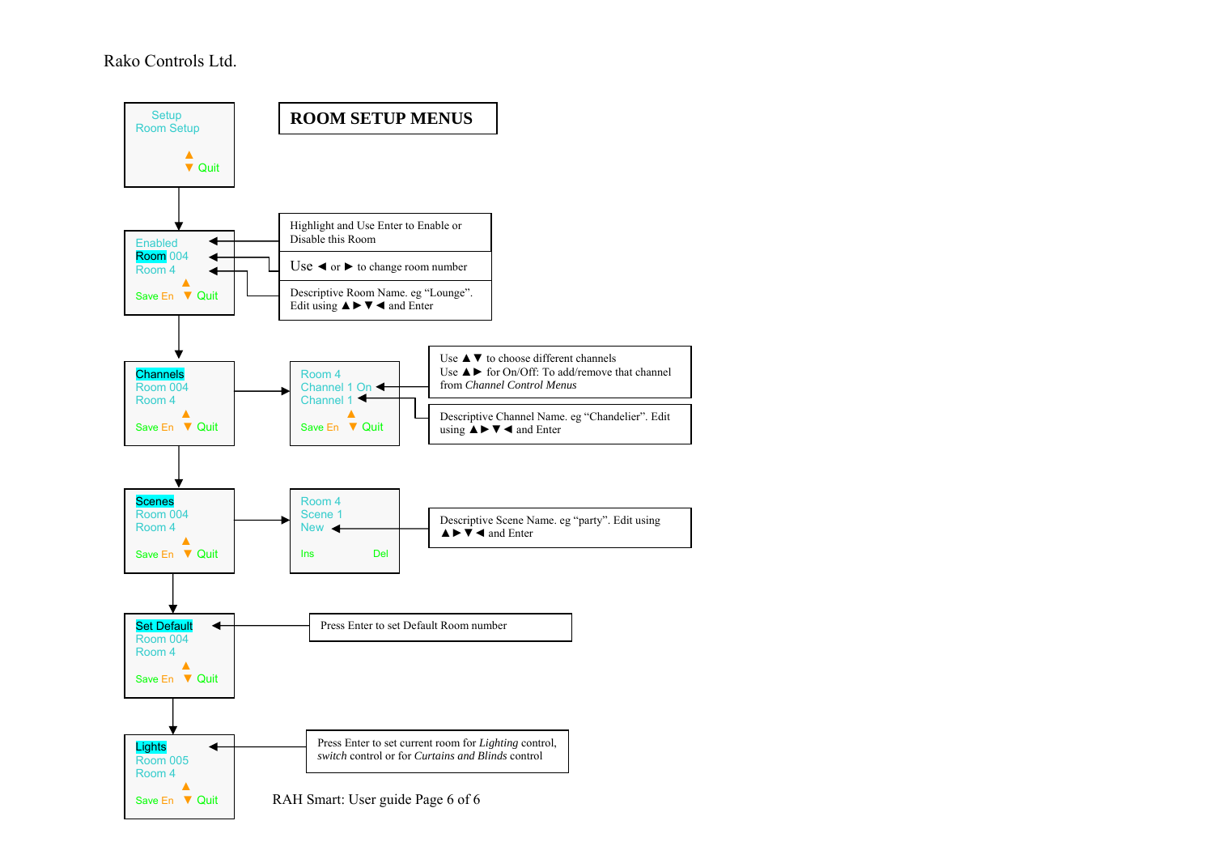Rako Controls Ltd.

# ROOM SETUP MENUS

Setup
Room Setup
▲
▼ Quit

Enabled
Room 004
Room 4
▲
Save En ▼ Quit

Highlight and Use Enter to Enable or Disable this Room

Use ◄ or ► to change room number

Descriptive Room Name. eg "Lounge". Edit using ▲►▼◄ and Enter

Channels
Room 004
Room 4
▲
Save En ▼ Quit

Room 4
Channel 1 On
Channel 1
▲
Save En ▼ Quit

Use ▲▼ to choose different channels
Use ▲► for On/Off: To add/remove that channel from *Channel Control Menus*

Descriptive Channel Name. eg "Chandelier". Edit using ▲►▼◄ and Enter

Scenes
Room 004
Room 4
▲
Save En ▼ Quit

Room 4
Scene 1
New
Ins Del

Descriptive Scene Name. eg "party". Edit using ▲►▼◄ and Enter

Set Default
Room 004
Room 4
▲
Save En ▼ Quit

Press Enter to set Default Room number

Lights
Room 005
Room 4
▲
Save En ▼ Quit

Press Enter to set current room for *Lighting* control, *switch* control or for *Curtains and Blinds* control

RAH Smart: User guide